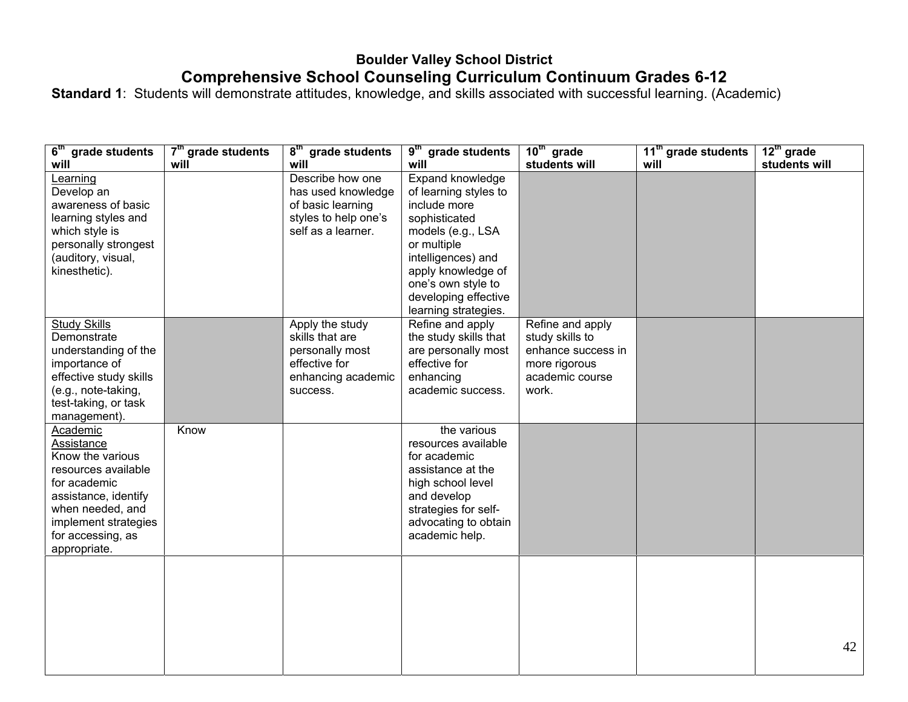**Boulder Valley School District**

# Comprehensive School Counseling Curriculum Continuum Grades 6-12

**Standard 1**: Students will demonstrate attitudes, knowledge, and skills associated with successful learning. (Academic)

| 6th grade students will | 7th grade students will | 8th grade students will | 9th grade students will | 10th grade students will | 11th grade students will | 12th grade students will |
|---|---|---|---|---|---|---|
| Learning<br>Develop an awareness of basic learning styles and which style is personally strongest (auditory, visual, kinesthetic). | | Describe how one has used knowledge of basic learning styles to help one's self as a learner. | Expand knowledge of learning styles to include more sophisticated models (e.g., LSA or multiple intelligences) and apply knowledge of one's own style to developing effective learning strategies. | | | |
| Study Skills<br>Demonstrate understanding of the importance of effective study skills (e.g., note-taking, test-taking, or task management). | | Apply the study skills that are personally most effective for enhancing academic success. | Refine and apply the study skills that are personally most effective for enhancing academic success. | Refine and apply study skills to enhance success in more rigorous academic course work. | | |
| Academic Assistance<br>Know the various resources available for academic assistance, identify when needed, and implement strategies for accessing, as appropriate. | Know | | the various resources available for academic assistance at the high school level and develop strategies for self-advocating to obtain academic help. | | | |
| | | | | | | |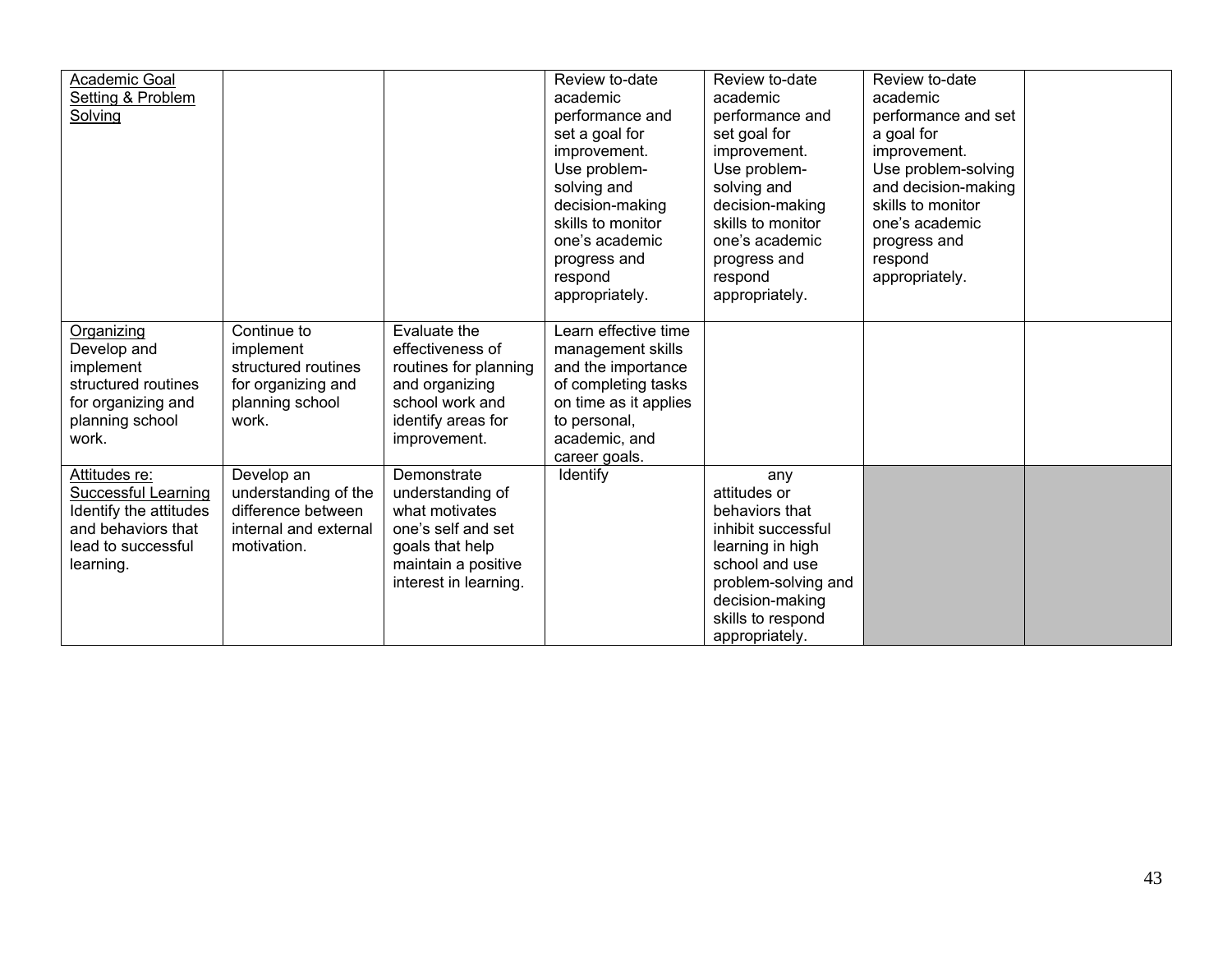| | | | | | | |
|---|---|---|---|---|---|---|
| Academic Goal Setting & Problem Solving | | | Review to-date academic performance and set a goal for improvement. Use problem-solving and decision-making skills to monitor one's academic progress and respond appropriately. | Review to-date academic performance and set goal for improvement. Use problem-solving and decision-making skills to monitor one's academic progress and respond appropriately. | Review to-date academic performance and set a goal for improvement. Use problem-solving and decision-making skills to monitor one's academic progress and respond appropriately. | |
| Organizing<br>Develop and implement structured routines for organizing and planning school work. | Continue to implement structured routines for organizing and planning school work. | Evaluate the effectiveness of routines for planning and organizing school work and identify areas for improvement. | Learn effective time management skills and the importance of completing tasks on time as it applies to personal, academic, and career goals. | | | |
| Attitudes re: Successful Learning<br>Identify the attitudes and behaviors that lead to successful learning. | Develop an understanding of the difference between internal and external motivation. | Demonstrate understanding of what motivates one's self and set goals that help maintain a positive interest in learning. | Identify | any attitudes or behaviors that inhibit successful learning in high school and use problem-solving and decision-making skills to respond appropriately. | | |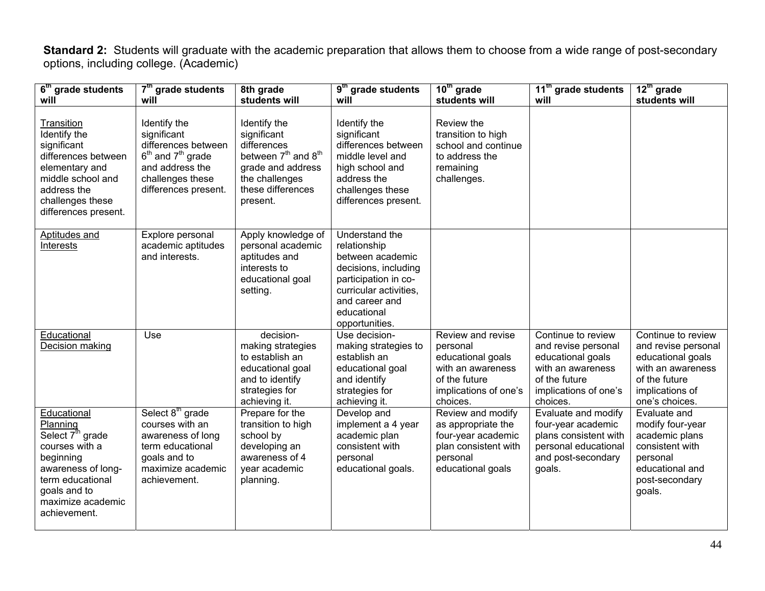**Standard 2:** Students will graduate with the academic preparation that allows them to choose from a wide range of post-secondary options, including college. (Academic)

| 6th grade students will | 7th grade students will | 8th grade students will | 9th grade students will | 10th grade students will | 11th grade students will | 12th grade students will |
|---|---|---|---|---|---|---|
| Transition<br>Identify the significant differences between elementary and middle school and address the challenges these differences present. | Identify the significant differences between 6th and 7th grade and address the challenges these differences present. | Identify the significant differences between 7th and 8th grade and address the challenges these differences present. | Identify the significant differences between middle level and high school and address the challenges these differences present. | Review the transition to high school and continue to address the remaining challenges. | | |
| Aptitudes and Interests | Explore personal academic aptitudes and interests. | Apply knowledge of personal academic aptitudes and interests to educational goal setting. | Understand the relationship between academic decisions, including participation in co-curricular activities, and career and educational opportunities. | | | |
| Educational Decision making | Use | decision-making strategies to establish an educational goal and to identify strategies for achieving it. | Use decision-making strategies to establish an educational goal and identify strategies for achieving it. | Review and revise personal educational goals with an awareness of the future implications of one's choices. | Continue to review and revise personal educational goals with an awareness of the future implications of one's choices. | Continue to review and revise personal educational goals with an awareness of the future implications of one's choices. |
| Educational Planning<br>Select 7th grade courses with a beginning awareness of long-term educational goals and to maximize academic achievement. | Select 8th grade courses with an awareness of long term educational goals and to maximize academic achievement. | Prepare for the transition to high school by developing an awareness of 4 year academic planning. | Develop and implement a 4 year academic plan consistent with personal educational goals. | Review and modify as appropriate the four-year academic plan consistent with personal educational goals | Evaluate and modify four-year academic plans consistent with personal educational and post-secondary goals. | Evaluate and modify four-year academic plans consistent with personal educational and post-secondary goals. |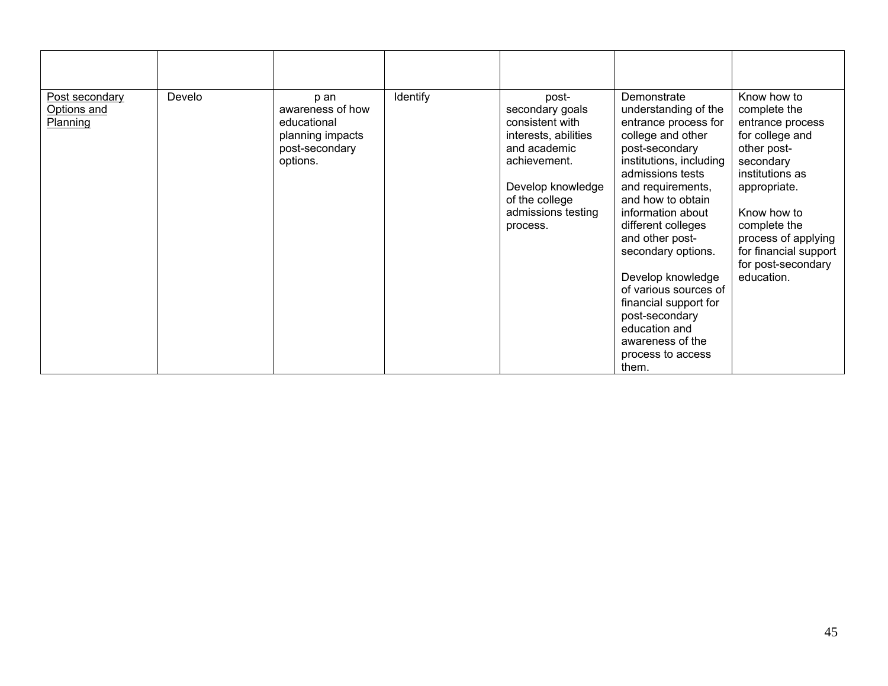| | | | | | | |
|---|---|---|---|---|---|---|
| Post secondary Options and Planning | Develo | p an awareness of how educational planning impacts post-secondary options. | Identify | post-secondary goals consistent with interests, abilities and academic achievement.<br><br>Develop knowledge of the college admissions testing process. | Demonstrate understanding of the entrance process for college and other post-secondary institutions, including admissions tests and requirements, and how to obtain information about different colleges and other post-secondary options.<br><br>Develop knowledge of various sources of financial support for post-secondary education and awareness of the process to access them. | Know how to complete the entrance process for college and other post-secondary institutions as appropriate.<br><br>Know how to complete the process of applying for financial support for post-secondary education. |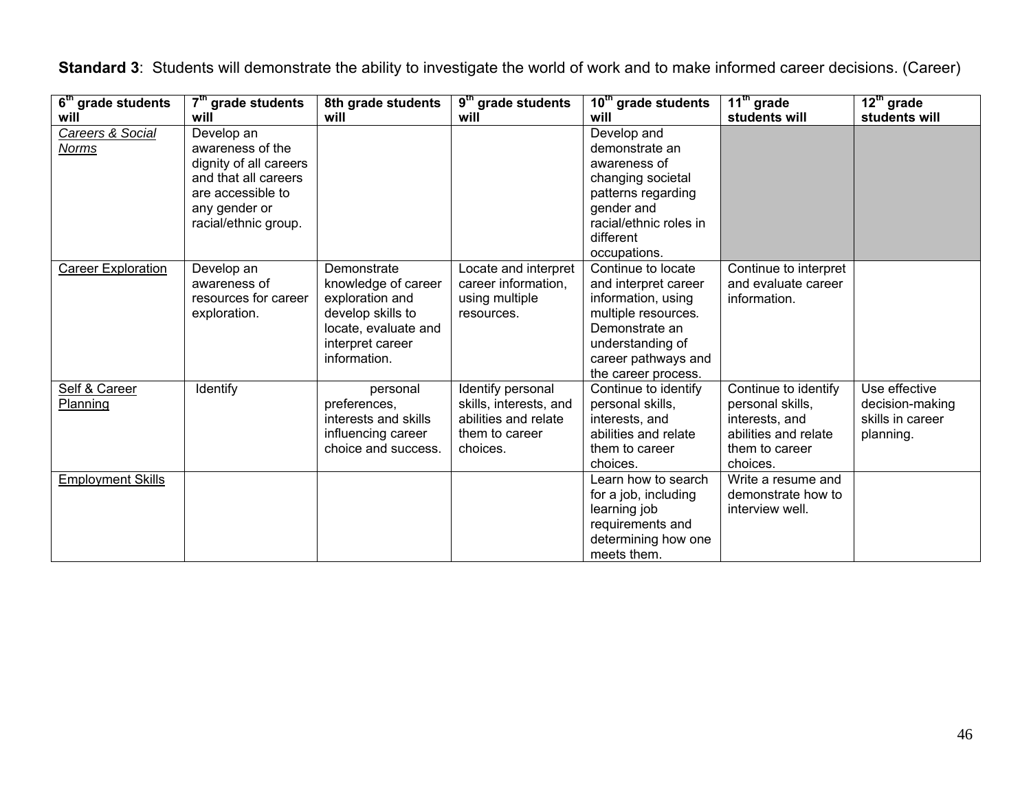**Standard 3**: Students will demonstrate the ability to investigate the world of work and to make informed career decisions. (Career)

| 6th grade students will | 7th grade students will | 8th grade students will | 9th grade students will | 10th grade students will | 11th grade students will | 12th grade students will |
|---|---|---|---|---|---|---|
| *Careers & Social Norms* | Develop an awareness of the dignity of all careers and that all careers are accessible to any gender or racial/ethnic group. | | | Develop and demonstrate an awareness of changing societal patterns regarding gender and racial/ethnic roles in different occupations. | | |
| Career Exploration | Develop an awareness of resources for career exploration. | Demonstrate knowledge of career exploration and develop skills to locate, evaluate and interpret career information. | Locate and interpret career information, using multiple resources. | Continue to locate and interpret career information, using multiple resources. Demonstrate an understanding of career pathways and the career process. | Continue to interpret and evaluate career information. | |
| Self & Career Planning | Identify | personal preferences, interests and skills influencing career choice and success. | Identify personal skills, interests, and abilities and relate them to career choices. | Continue to identify personal skills, interests, and abilities and relate them to career choices. | Continue to identify personal skills, interests, and abilities and relate them to career choices. | Use effective decision-making skills in career planning. |
| Employment Skills | | | | Learn how to search for a job, including learning job requirements and determining how one meets them. | Write a resume and demonstrate how to interview well. | |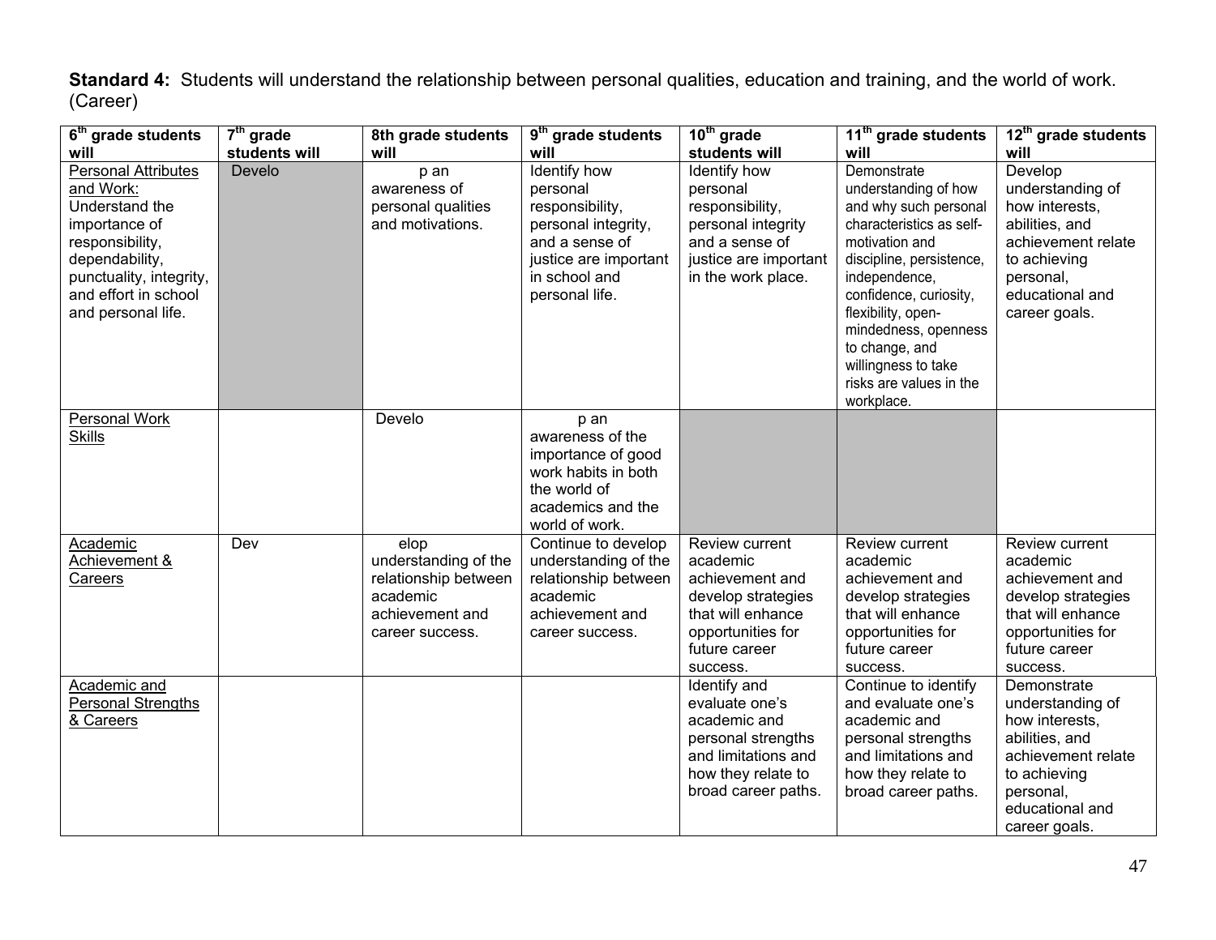**Standard 4:** Students will understand the relationship between personal qualities, education and training, and the world of work. (Career)

| 6th grade students will | 7th grade students will | 8th grade students will | 9th grade students will | 10th grade students will | 11th grade students will | 12th grade students will |
|---|---|---|---|---|---|---|
| Personal Attributes and Work: Understand the importance of responsibility, dependability, punctuality, integrity, and effort in school and personal life. | Develo | p an awareness of personal qualities and motivations. | Identify how personal responsibility, personal integrity, and a sense of justice are important in school and personal life. | Identify how personal responsibility, personal integrity and a sense of justice are important in the work place. | Demonstrate understanding of how and why such personal characteristics as self-motivation and discipline, persistence, independence, confidence, curiosity, flexibility, open-mindedness, openness to change, and willingness to take risks are values in the workplace. | Develop understanding of how interests, abilities, and achievement relate to achieving personal, educational and career goals. |
| Personal Work Skills | | Develo | p an awareness of the importance of good work habits in both the world of academics and the world of work. | | | |
| Academic Achievement & Careers | Dev | elop understanding of the relationship between academic achievement and career success. | Continue to develop understanding of the relationship between academic achievement and career success. | Review current academic achievement and develop strategies that will enhance opportunities for future career success. | Review current academic achievement and develop strategies that will enhance opportunities for future career success. | Review current academic achievement and develop strategies that will enhance opportunities for future career success. |
| Academic and Personal Strengths & Careers | | | | Identify and evaluate one's academic and personal strengths and limitations and how they relate to broad career paths. | Continue to identify and evaluate one's academic and personal strengths and limitations and how they relate to broad career paths. | Demonstrate understanding of how interests, abilities, and achievement relate to achieving personal, educational and career goals. |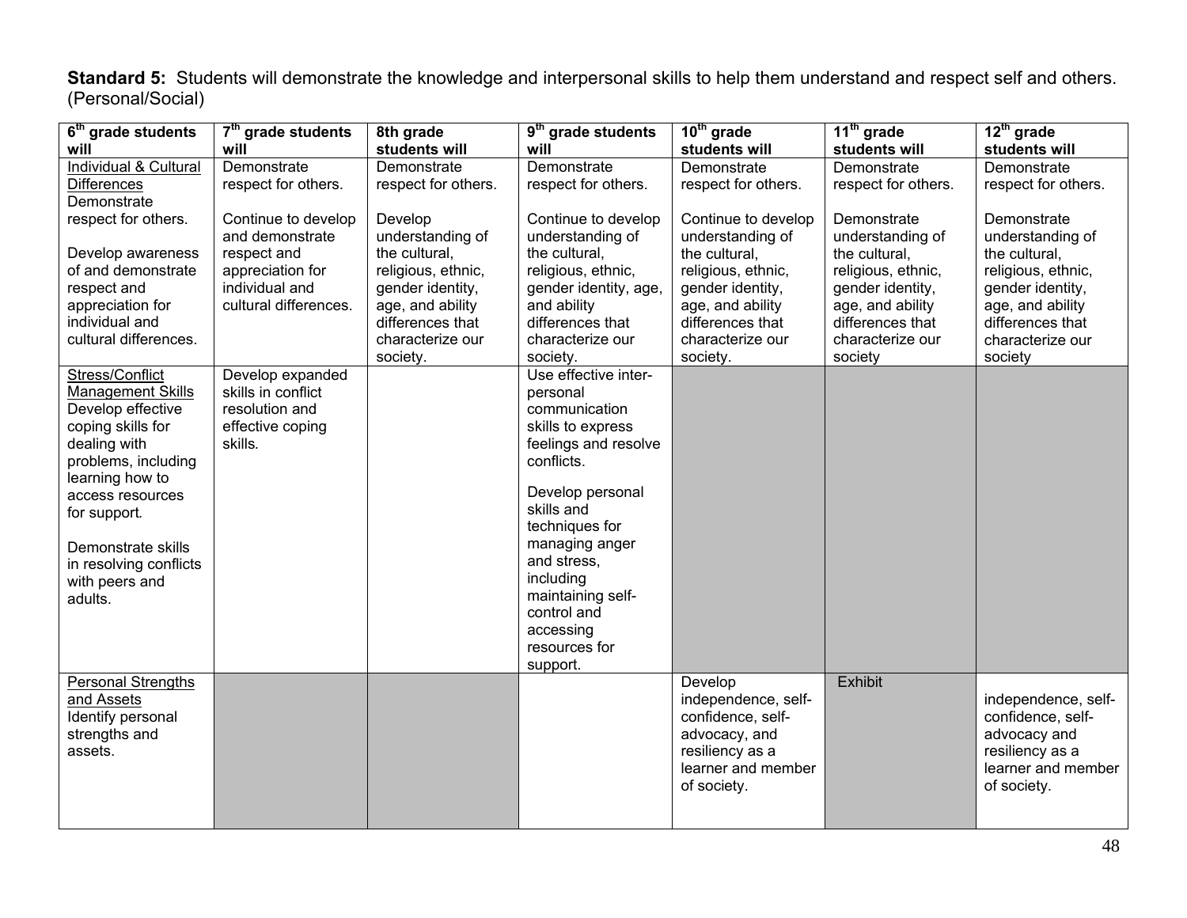**Standard 5:** Students will demonstrate the knowledge and interpersonal skills to help them understand and respect self and others. (Personal/Social)

| 6th grade students will | 7th grade students will | 8th grade students will | 9th grade students will | 10th grade students will | 11th grade students will | 12th grade students will |
|---|---|---|---|---|---|---|
| Individual & Cultural Differences<br>Demonstrate respect for others.<br><br>Develop awareness of and demonstrate respect and appreciation for individual and cultural differences. | Demonstrate respect for others.<br><br>Continue to develop and demonstrate respect and appreciation for individual and cultural differences. | Demonstrate respect for others.<br><br>Develop understanding of the cultural, religious, ethnic, gender identity, age, and ability differences that characterize our society. | Demonstrate respect for others.<br><br>Continue to develop understanding of the cultural, religious, ethnic, gender identity, age, and ability differences that characterize our society. | Demonstrate respect for others.<br><br>Continue to develop understanding of the cultural, religious, ethnic, gender identity, age, and ability differences that characterize our society. | Demonstrate respect for others.<br><br>Demonstrate understanding of the cultural, religious, ethnic, gender identity, age, and ability differences that characterize our society | Demonstrate respect for others.<br><br>Demonstrate understanding of the cultural, religious, ethnic, gender identity, age, and ability differences that characterize our society |
| Stress/Conflict Management Skills<br>Develop effective coping skills for dealing with problems, including learning how to access resources for support.<br><br>Demonstrate skills in resolving conflicts with peers and adults. | Develop expanded skills in conflict resolution and effective coping skills. | | Use effective inter-personal communication skills to express feelings and resolve conflicts.<br><br>Develop personal skills and techniques for managing anger and stress, including maintaining self-control and accessing resources for support. | | | |
| Personal Strengths and Assets<br>Identify personal strengths and assets. | | | | Develop independence, self-confidence, self-advocacy, and resiliency as a learner and member of society. | Exhibit | independence, self-confidence, self-advocacy and resiliency as a learner and member of society. |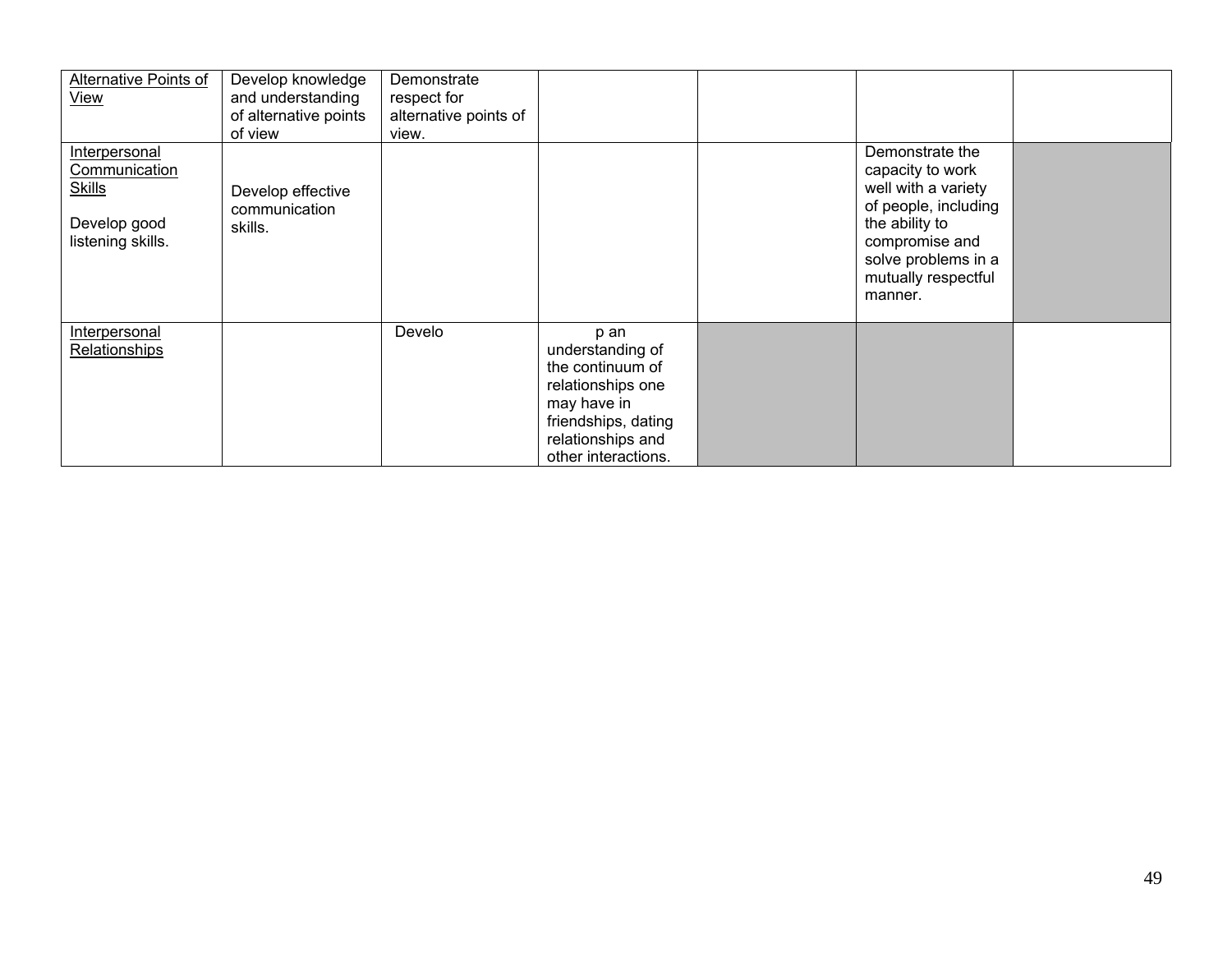| | | | | | | |
|---|---|---|---|---|---|---|
| Alternative Points of View | Develop knowledge and understanding of alternative points of view | Demonstrate respect for alternative points of view. | | | | |
| Interpersonal Communication Skills<br><br>Develop good listening skills. | Develop effective communication skills. | | | | Demonstrate the capacity to work well with a variety of people, including the ability to compromise and solve problems in a mutually respectful manner. | |
| Interpersonal Relationships | | Develo | p an understanding of the continuum of relationships one may have in friendships, dating relationships and other interactions. | | | |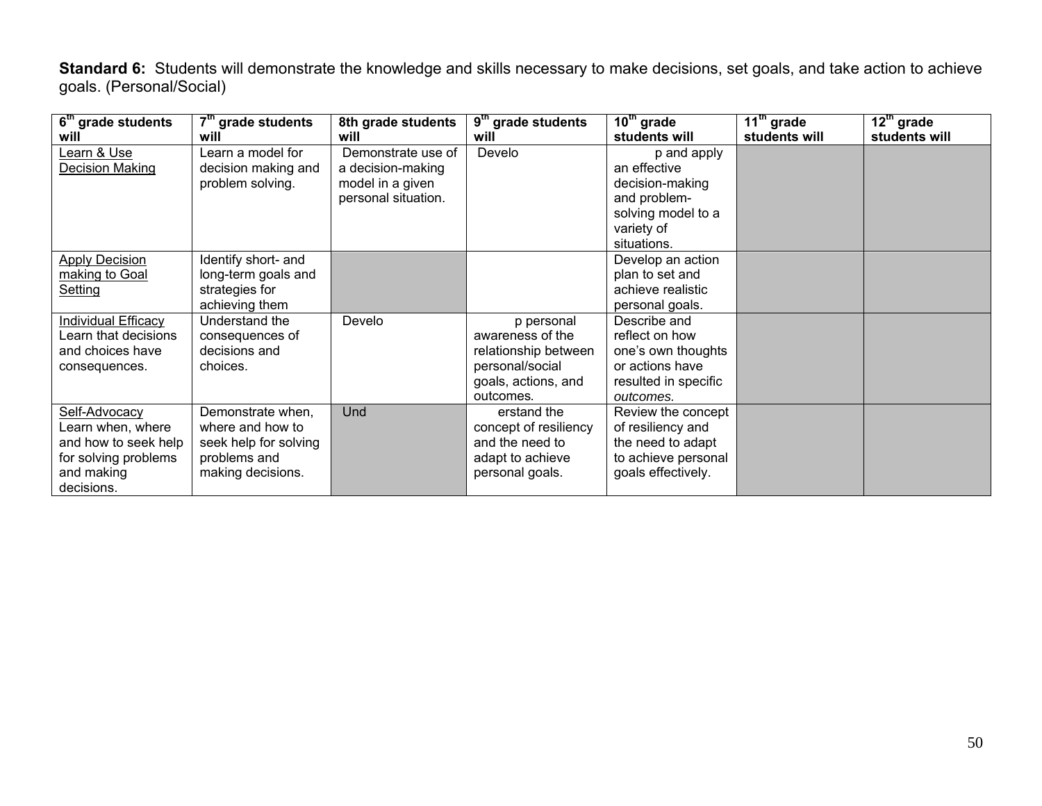**Standard 6:** Students will demonstrate the knowledge and skills necessary to make decisions, set goals, and take action to achieve goals. (Personal/Social)

| 6th grade students will | 7th grade students will | 8th grade students will | 9th grade students will | 10th grade students will | 11th grade students will | 12th grade students will |
|---|---|---|---|---|---|---|
| Learn & Use Decision Making | Learn a model for decision making and problem solving. | Demonstrate use of a decision-making model in a given personal situation. | Develo | p and apply an effective decision-making and problem-solving model to a variety of situations. | | |
| Apply Decision making to Goal Setting | Identify short- and long-term goals and strategies for achieving them | | | Develop an action plan to set and achieve realistic personal goals. | | |
| Individual Efficacy Learn that decisions and choices have consequences. | Understand the consequences of decisions and choices. | Develo | p personal awareness of the relationship between personal/social goals, actions, and outcomes. | Describe and reflect on how one's own thoughts or actions have resulted in specific *outcomes.* | | |
| Self-Advocacy Learn when, where and how to seek help for solving problems and making decisions. | Demonstrate when, where and how to seek help for solving problems and making decisions. | Und | erstand the concept of resiliency and the need to adapt to achieve personal goals. | Review the concept of resiliency and the need to adapt to achieve personal goals effectively. | | |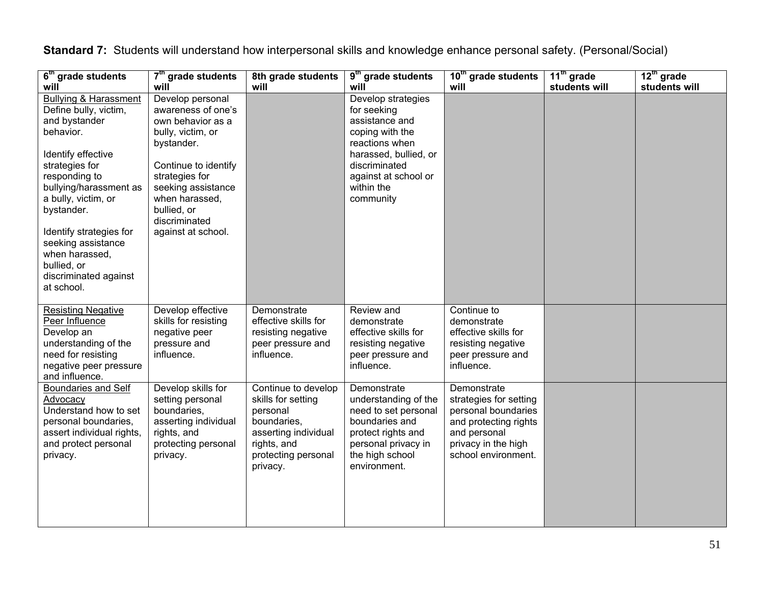**Standard 7:** Students will understand how interpersonal skills and knowledge enhance personal safety. (Personal/Social)

| 6th grade students will | 7th grade students will | 8th grade students will | 9th grade students will | 10th grade students will | 11th grade students will | 12th grade students will |
|---|---|---|---|---|---|---|
| Bullying & Harassment<br>Define bully, victim, and bystander behavior.<br><br>Identify effective strategies for responding to bullying/harassment as a bully, victim, or bystander.<br><br>Identify strategies for seeking assistance when harassed, bullied, or discriminated against at school. | Develop personal awareness of one's own behavior as a bully, victim, or bystander.<br><br>Continue to identify strategies for seeking assistance when harassed, bullied, or discriminated against at school. | | Develop strategies for seeking assistance and coping with the reactions when harassed, bullied, or discriminated against at school or within the community | | | |
| Resisting Negative Peer Influence<br>Develop an understanding of the need for resisting negative peer pressure and influence. | Develop effective skills for resisting negative peer pressure and influence. | Demonstrate effective skills for resisting negative peer pressure and influence. | Review and demonstrate effective skills for resisting negative peer pressure and influence. | Continue to demonstrate effective skills for resisting negative peer pressure and influence. | | |
| Boundaries and Self Advocacy<br>Understand how to set personal boundaries, assert individual rights, and protect personal privacy. | Develop skills for setting personal boundaries, asserting individual rights, and protecting personal privacy. | Continue to develop skills for setting personal boundaries, asserting individual rights, and protecting personal privacy. | Demonstrate understanding of the need to set personal boundaries and protect rights and personal privacy in the high school environment. | Demonstrate strategies for setting personal boundaries and protecting rights and personal privacy in the high school environment. | | |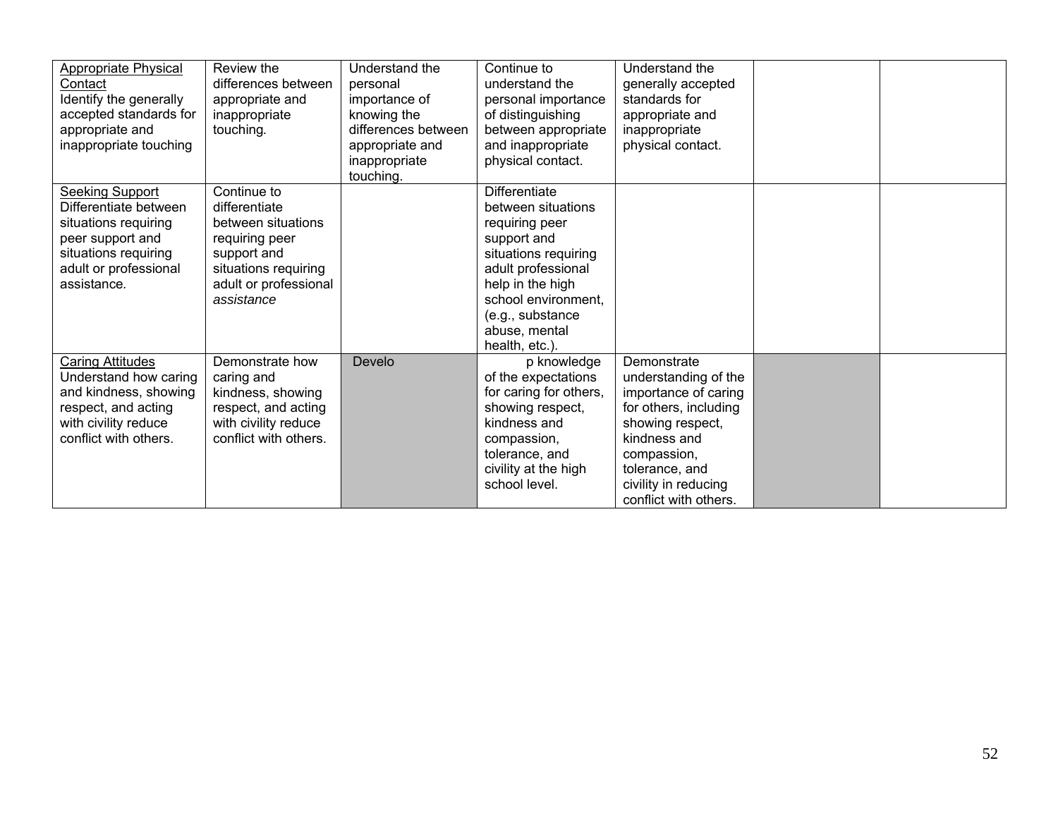| | | | | | | |
|---|---|---|---|---|---|---|
| Appropriate Physical Contact<br>Identify the generally accepted standards for appropriate and inappropriate touching | Review the differences between appropriate and inappropriate touching. | Understand the personal importance of knowing the differences between appropriate and inappropriate touching. | Continue to understand the personal importance of distinguishing between appropriate and inappropriate physical contact. | Understand the generally accepted standards for appropriate and inappropriate physical contact. | | |
| Seeking Support<br>Differentiate between situations requiring peer support and situations requiring adult or professional assistance. | Continue to differentiate between situations requiring peer support and situations requiring adult or professional *assistance* | | Differentiate between situations requiring peer support and situations requiring adult professional help in the high school environment, (e.g., substance abuse, mental health, etc.). | | | |
| Caring Attitudes<br>Understand how caring and kindness, showing respect, and acting with civility reduce conflict with others. | Demonstrate how caring and kindness, showing respect, and acting with civility reduce conflict with others. | Develo | p knowledge of the expectations for caring for others, showing respect, kindness and compassion, tolerance, and civility at the high school level. | Demonstrate understanding of the importance of caring for others, including showing respect, kindness and compassion, tolerance, and civility in reducing conflict with others. | | |